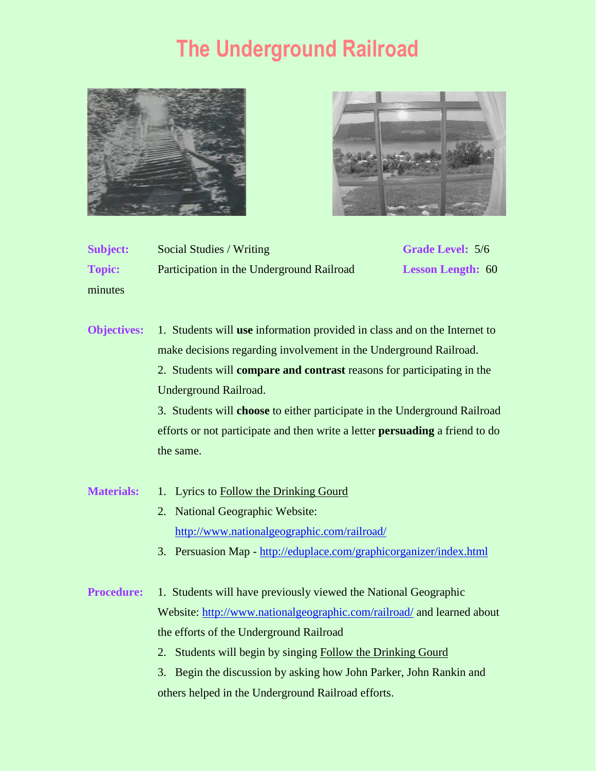# The Underground Railroad

**Subject:** Social Studies / Writing **Grade Level:** 5/6

**Topic:** Participation in the Underground Railroad **Lesson Length:** 60 minutes

**Objectives:**

1. Students will **use** information provided in class and on the Internet to make decisions regarding involvement in the Underground Railroad.
2. Students will **compare and contrast** reasons for participating in the Underground Railroad.
3. Students will **choose** to either participate in the Underground Railroad efforts or not participate and then write a letter **persuading** a friend to do the same.

**Materials:**

1. Lyrics to Follow the Drinking Gourd
2. National Geographic Website: http://www.nationalgeographic.com/railroad/
3. Persuasion Map - http://eduplace.com/graphicorganizer/index.html

**Procedure:**

1. Students will have previously viewed the National Geographic Website: http://www.nationalgeographic.com/railroad/ and learned about the efforts of the Underground Railroad
2. Students will begin by singing Follow the Drinking Gourd
3. Begin the discussion by asking how John Parker, John Rankin and others helped in the Underground Railroad efforts.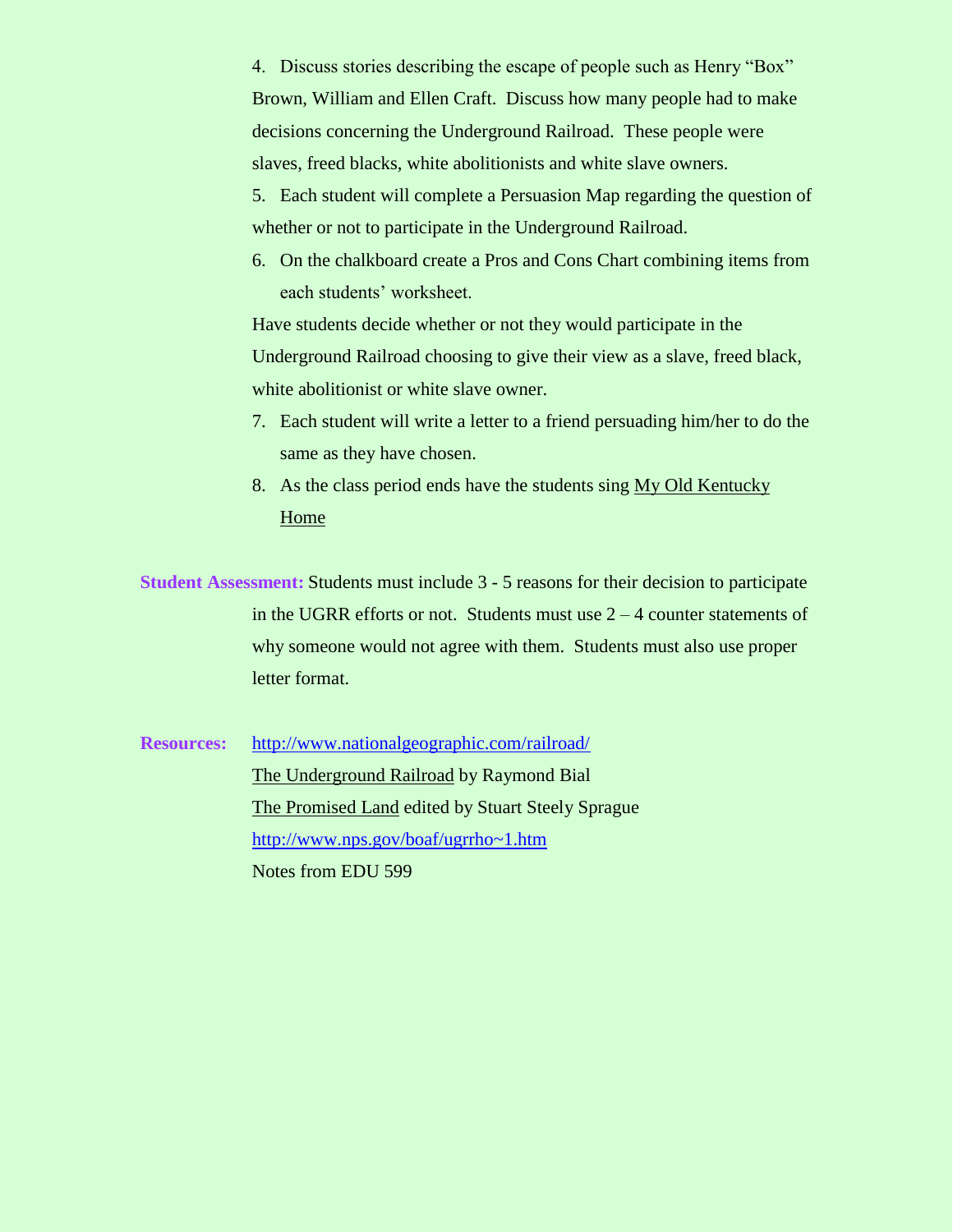4. Discuss stories describing the escape of people such as Henry "Box" Brown, William and Ellen Craft. Discuss how many people had to make decisions concerning the Underground Railroad. These people were slaves, freed blacks, white abolitionists and white slave owners.
5. Each student will complete a Persuasion Map regarding the question of whether or not to participate in the Underground Railroad.
6. On the chalkboard create a Pros and Cons Chart combining items from each students' worksheet.

Have students decide whether or not they would participate in the Underground Railroad choosing to give their view as a slave, freed black, white abolitionist or white slave owner.

7. Each student will write a letter to a friend persuading him/her to do the same as they have chosen.
8. As the class period ends have the students sing My Old Kentucky Home

**Student Assessment:** Students must include 3 - 5 reasons for their decision to participate in the UGRR efforts or not. Students must use 2 – 4 counter statements of why someone would not agree with them. Students must also use proper letter format.

**Resources:** http://www.nationalgeographic.com/railroad/

The Underground Railroad by Raymond Bial

The Promised Land edited by Stuart Steely Sprague

http://www.nps.gov/boaf/ugrrho~1.htm

Notes from EDU 599